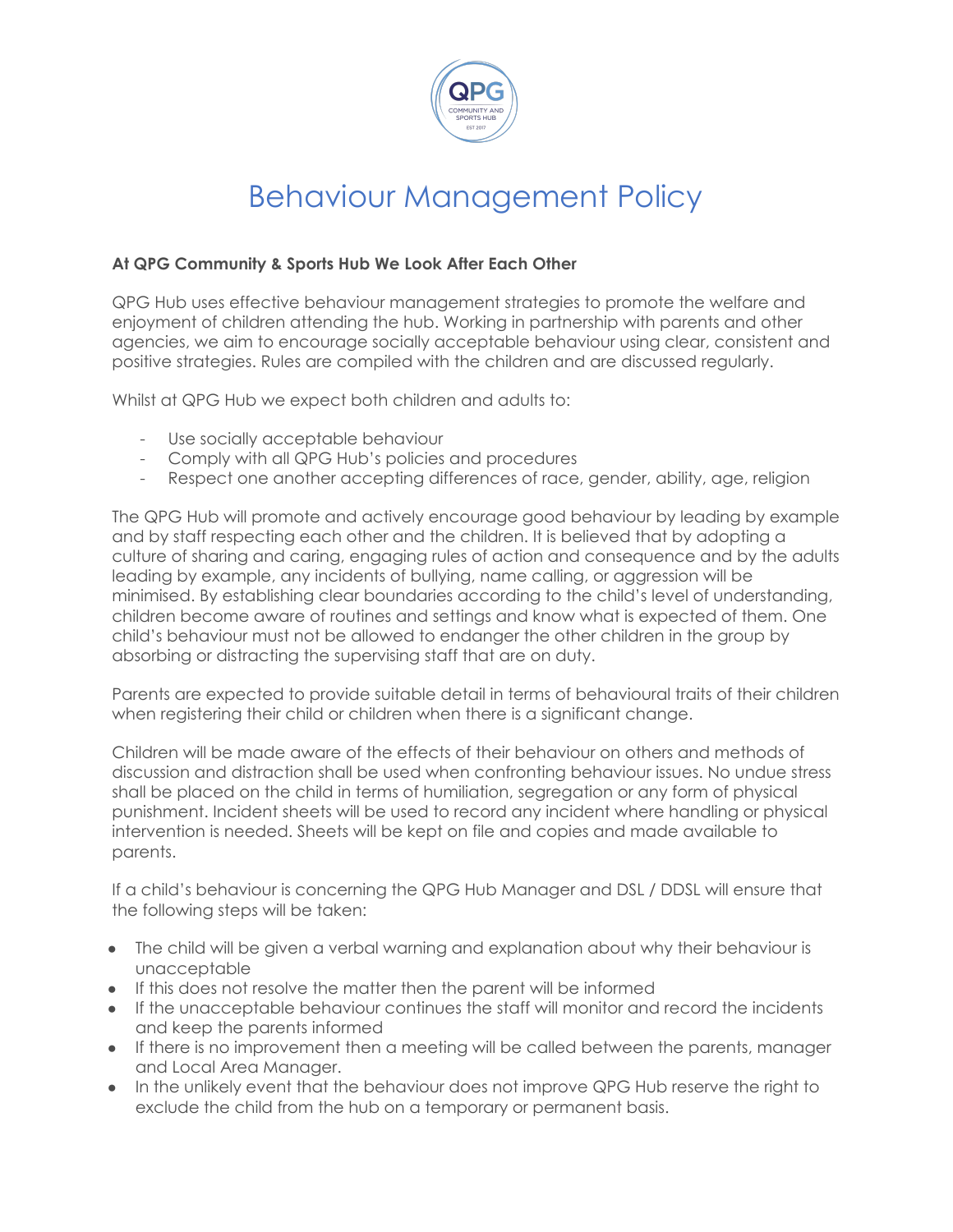# Behaviour Management Policy

**At QPG Community & Sports Hub We Look After Each Other**

QPG Hub uses effective behaviour management strategies to promote the welfare and enjoyment of children attending the hub. Working in partnership with parents and other agencies, we aim to encourage socially acceptable behaviour using clear, consistent and positive strategies. Rules are compiled with the children and are discussed regularly.

Whilst at QPG Hub we expect both children and adults to:

- Use socially acceptable behaviour
- Comply with all QPG Hub's policies and procedures
- Respect one another accepting differences of race, gender, ability, age, religion

The QPG Hub will promote and actively encourage good behaviour by leading by example and by staff respecting each other and the children. It is believed that by adopting a culture of sharing and caring, engaging rules of action and consequence and by the adults leading by example, any incidents of bullying, name calling, or aggression will be minimised. By establishing clear boundaries according to the child's level of understanding, children become aware of routines and settings and know what is expected of them. One child's behaviour must not be allowed to endanger the other children in the group by absorbing or distracting the supervising staff that are on duty.

Parents are expected to provide suitable detail in terms of behavioural traits of their children when registering their child or children when there is a significant change.

Children will be made aware of the effects of their behaviour on others and methods of discussion and distraction shall be used when confronting behaviour issues. No undue stress shall be placed on the child in terms of humiliation, segregation or any form of physical punishment. Incident sheets will be used to record any incident where handling or physical intervention is needed. Sheets will be kept on file and copies and made available to parents.

If a child's behaviour is concerning the QPG Hub Manager and DSL / DDSL will ensure that the following steps will be taken:

- The child will be given a verbal warning and explanation about why their behaviour is unacceptable
- If this does not resolve the matter then the parent will be informed
- If the unacceptable behaviour continues the staff will monitor and record the incidents and keep the parents informed
- If there is no improvement then a meeting will be called between the parents, manager and Local Area Manager.
- In the unlikely event that the behaviour does not improve QPG Hub reserve the right to exclude the child from the hub on a temporary or permanent basis.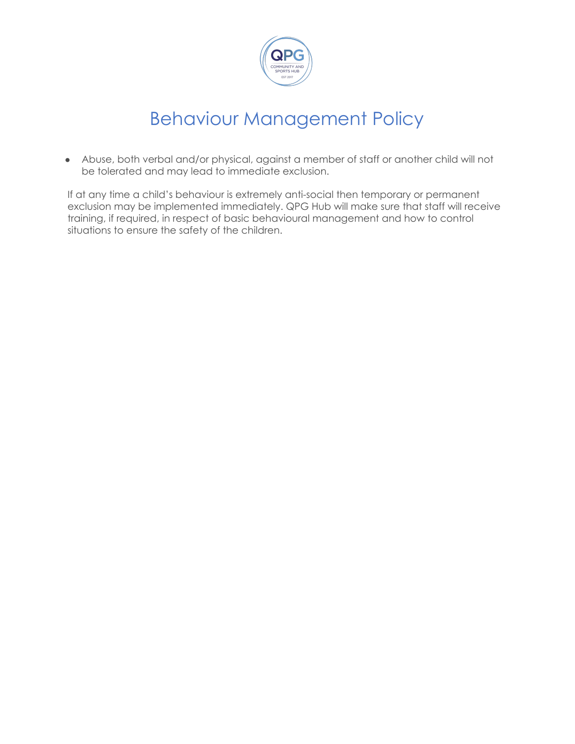# Behaviour Management Policy

- Abuse, both verbal and/or physical, against a member of staff or another child will not be tolerated and may lead to immediate exclusion.

If at any time a child's behaviour is extremely anti-social then temporary or permanent exclusion may be implemented immediately. QPG Hub will make sure that staff will receive training, if required, in respect of basic behavioural management and how to control situations to ensure the safety of the children.